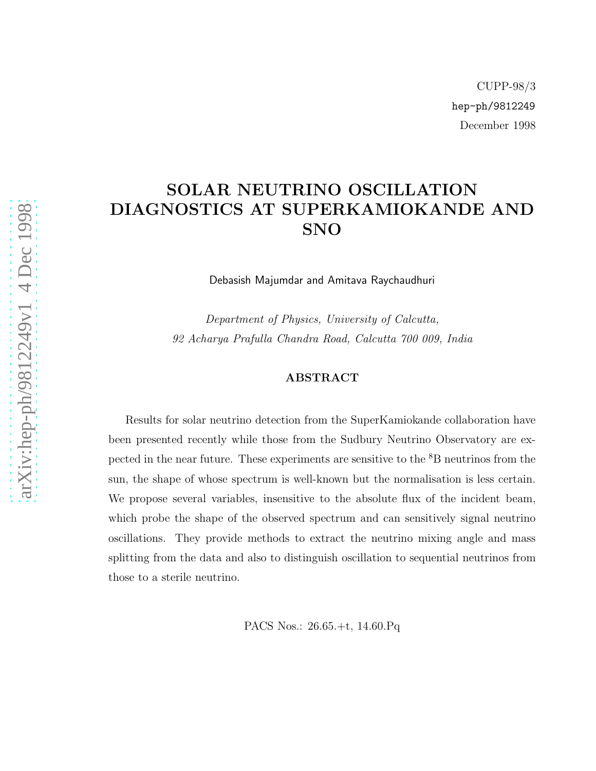CUPP-98/3

hep-ph/9812249

December 1998

# SOLAR NEUTRINO OSCILLATION DIAGNOSTICS AT SUPERKAMIOKANDE AND SNO

Debasish Majumdar and Amitava Raychaudhuri

*Department of Physics, University of Calcutta,*
*92 Acharya Prafulla Chandra Road, Calcutta 700 009, India*

## ABSTRACT

Results for solar neutrino detection from the SuperKamiokande collaboration have been presented recently while those from the Sudbury Neutrino Observatory are expected in the near future. These experiments are sensitive to the $^{8}$B neutrinos from the sun, the shape of whose spectrum is well-known but the normalisation is less certain. We propose several variables, insensitive to the absolute flux of the incident beam, which probe the shape of the observed spectrum and can sensitively signal neutrino oscillations. They provide methods to extract the neutrino mixing angle and mass splitting from the data and also to distinguish oscillation to sequential neutrinos from those to a sterile neutrino.

PACS Nos.: 26.65.+t, 14.60.Pq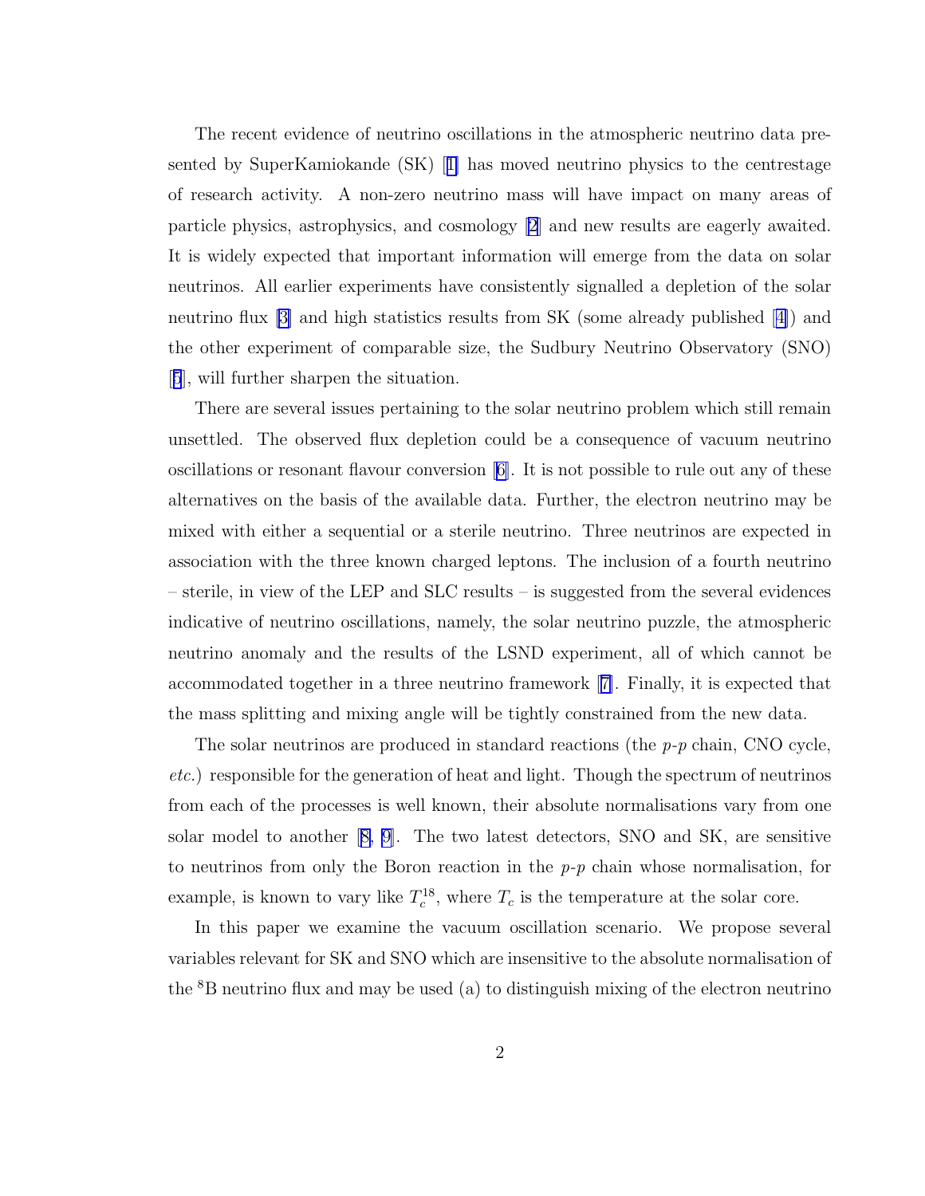The recent evidence of neutrino oscillations in the atmospheric neutrino data presented by SuperKamiokande (SK) [1] has moved neutrino physics to the centrestage of research activity. A non-zero neutrino mass will have impact on many areas of particle physics, astrophysics, and cosmology [2] and new results are eagerly awaited. It is widely expected that important information will emerge from the data on solar neutrinos. All earlier experiments have consistently signalled a depletion of the solar neutrino flux [3] and high statistics results from SK (some already published [4]) and the other experiment of comparable size, the Sudbury Neutrino Observatory (SNO) [5], will further sharpen the situation.

There are several issues pertaining to the solar neutrino problem which still remain unsettled. The observed flux depletion could be a consequence of vacuum neutrino oscillations or resonant flavour conversion [6]. It is not possible to rule out any of these alternatives on the basis of the available data. Further, the electron neutrino may be mixed with either a sequential or a sterile neutrino. Three neutrinos are expected in association with the three known charged leptons. The inclusion of a fourth neutrino – sterile, in view of the LEP and SLC results – is suggested from the several evidences indicative of neutrino oscillations, namely, the solar neutrino puzzle, the atmospheric neutrino anomaly and the results of the LSND experiment, all of which cannot be accommodated together in a three neutrino framework [7]. Finally, it is expected that the mass splitting and mixing angle will be tightly constrained from the new data.

The solar neutrinos are produced in standard reactions (the *p-p* chain, CNO cycle, *etc.*) responsible for the generation of heat and light. Though the spectrum of neutrinos from each of the processes is well known, their absolute normalisations vary from one solar model to another [8, 9]. The two latest detectors, SNO and SK, are sensitive to neutrinos from only the Boron reaction in the *p-p* chain whose normalisation, for example, is known to vary like $T_c^{18}$, where $T_c$ is the temperature at the solar core.

In this paper we examine the vacuum oscillation scenario. We propose several variables relevant for SK and SNO which are insensitive to the absolute normalisation of the $^8$B neutrino flux and may be used (a) to distinguish mixing of the electron neutrino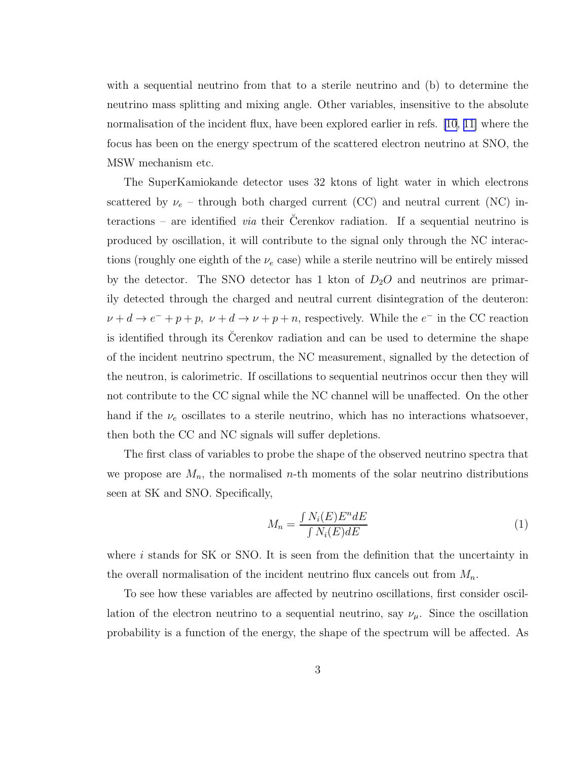with a sequential neutrino from that to a sterile neutrino and (b) to determine the neutrino mass splitting and mixing angle. Other variables, insensitive to the absolute normalisation of the incident flux, have been explored earlier in refs. [10, 11] where the focus has been on the energy spectrum of the scattered electron neutrino at SNO, the MSW mechanism etc.

The SuperKamiokande detector uses 32 ktons of light water in which electrons scattered by $\nu_e$ – through both charged current (CC) and neutral current (NC) interactions – are identified *via* their Čerenkov radiation. If a sequential neutrino is produced by oscillation, it will contribute to the signal only through the NC interactions (roughly one eighth of the $\nu_e$ case) while a sterile neutrino will be entirely missed by the detector. The SNO detector has 1 kton of $D_2O$ and neutrinos are primarily detected through the charged and neutral current disintegration of the deuteron: $\nu + d \rightarrow e^- + p + p$, $\nu + d \rightarrow \nu + p + n$, respectively. While the $e^-$ in the CC reaction is identified through its Čerenkov radiation and can be used to determine the shape of the incident neutrino spectrum, the NC measurement, signalled by the detection of the neutron, is calorimetric. If oscillations to sequential neutrinos occur then they will not contribute to the CC signal while the NC channel will be unaffected. On the other hand if the $\nu_e$ oscillates to a sterile neutrino, which has no interactions whatsoever, then both the CC and NC signals will suffer depletions.

The first class of variables to probe the shape of the observed neutrino spectra that we propose are $M_n$, the normalised $n$-th moments of the solar neutrino distributions seen at SK and SNO. Specifically,

$$M_n = \frac{\int N_i(E) E^n dE}{\int N_i(E) dE} \tag{1}$$

where $i$ stands for SK or SNO. It is seen from the definition that the uncertainty in the overall normalisation of the incident neutrino flux cancels out from $M_n$.

To see how these variables are affected by neutrino oscillations, first consider oscillation of the electron neutrino to a sequential neutrino, say $\nu_\mu$. Since the oscillation probability is a function of the energy, the shape of the spectrum will be affected. As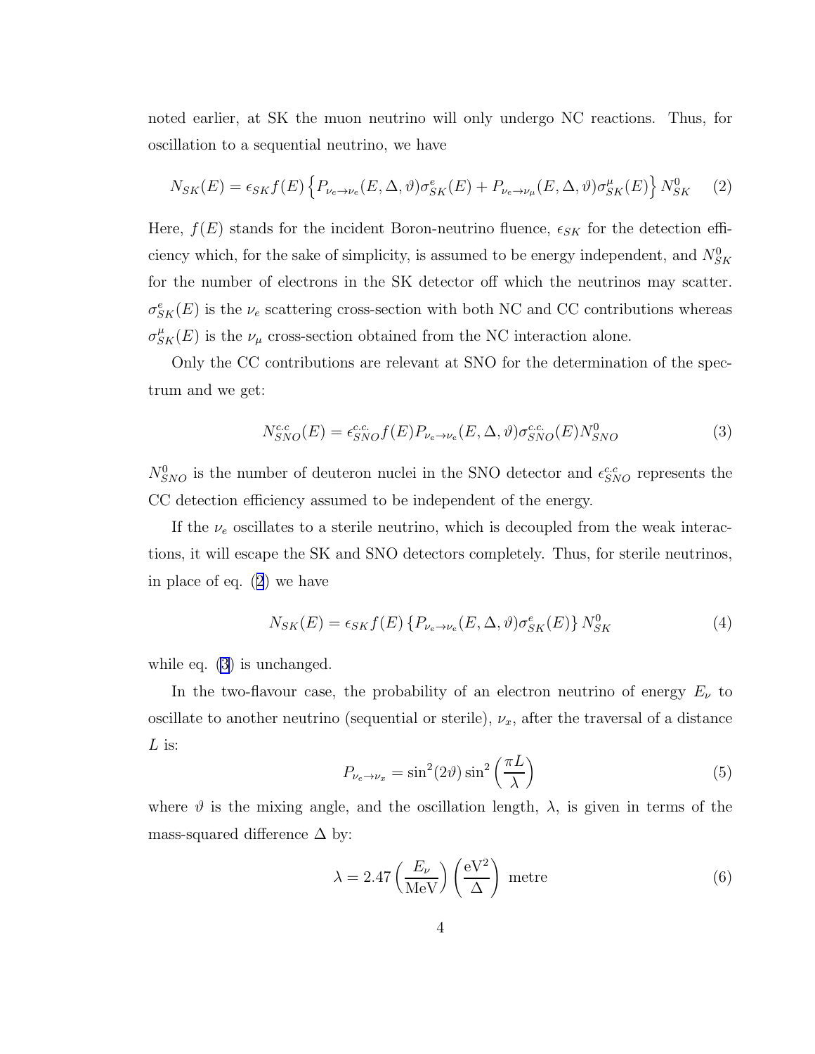noted earlier, at SK the muon neutrino will only undergo NC reactions. Thus, for oscillation to a sequential neutrino, we have

$$N_{SK}(E) = \epsilon_{SK} f(E) \left\{ P_{\nu_e \to \nu_e}(E, \Delta, \vartheta) \sigma^e_{SK}(E) + P_{\nu_e \to \nu_\mu}(E, \Delta, \vartheta) \sigma^\mu_{SK}(E) \right\} N^0_{SK} \quad (2)$$

Here, $f(E)$ stands for the incident Boron-neutrino fluence, $\epsilon_{SK}$ for the detection efficiency which, for the sake of simplicity, is assumed to be energy independent, and $N^0_{SK}$ for the number of electrons in the SK detector off which the neutrinos may scatter. $\sigma^e_{SK}(E)$ is the $\nu_e$ scattering cross-section with both NC and CC contributions whereas $\sigma^\mu_{SK}(E)$ is the $\nu_\mu$ cross-section obtained from the NC interaction alone.

Only the CC contributions are relevant at SNO for the determination of the spectrum and we get:

$$N^{c.c}_{SNO}(E) = \epsilon^{c.c.}_{SNO} f(E) P_{\nu_e \to \nu_e}(E, \Delta, \vartheta) \sigma^{c.c.}_{SNO}(E) N^0_{SNO} \quad (3)$$

$N^0_{SNO}$ is the number of deuteron nuclei in the SNO detector and $\epsilon^{c.c}_{SNO}$ represents the CC detection efficiency assumed to be independent of the energy.

If the $\nu_e$ oscillates to a sterile neutrino, which is decoupled from the weak interactions, it will escape the SK and SNO detectors completely. Thus, for sterile neutrinos, in place of eq. (2) we have

$$N_{SK}(E) = \epsilon_{SK} f(E) \left\{ P_{\nu_e \to \nu_e}(E, \Delta, \vartheta) \sigma^e_{SK}(E) \right\} N^0_{SK} \quad (4)$$

while eq. (3) is unchanged.

In the two-flavour case, the probability of an electron neutrino of energy $E_\nu$ to oscillate to another neutrino (sequential or sterile), $\nu_x$, after the traversal of a distance $L$ is:

$$P_{\nu_e \to \nu_x} = \sin^2(2\vartheta) \sin^2\left(\frac{\pi L}{\lambda}\right) \quad (5)$$

where $\vartheta$ is the mixing angle, and the oscillation length, $\lambda$, is given in terms of the mass-squared difference $\Delta$ by:

$$\lambda = 2.47 \left(\frac{E_\nu}{\text{MeV}}\right) \left(\frac{\text{eV}^2}{\Delta}\right) \text{ metre} \quad (6)$$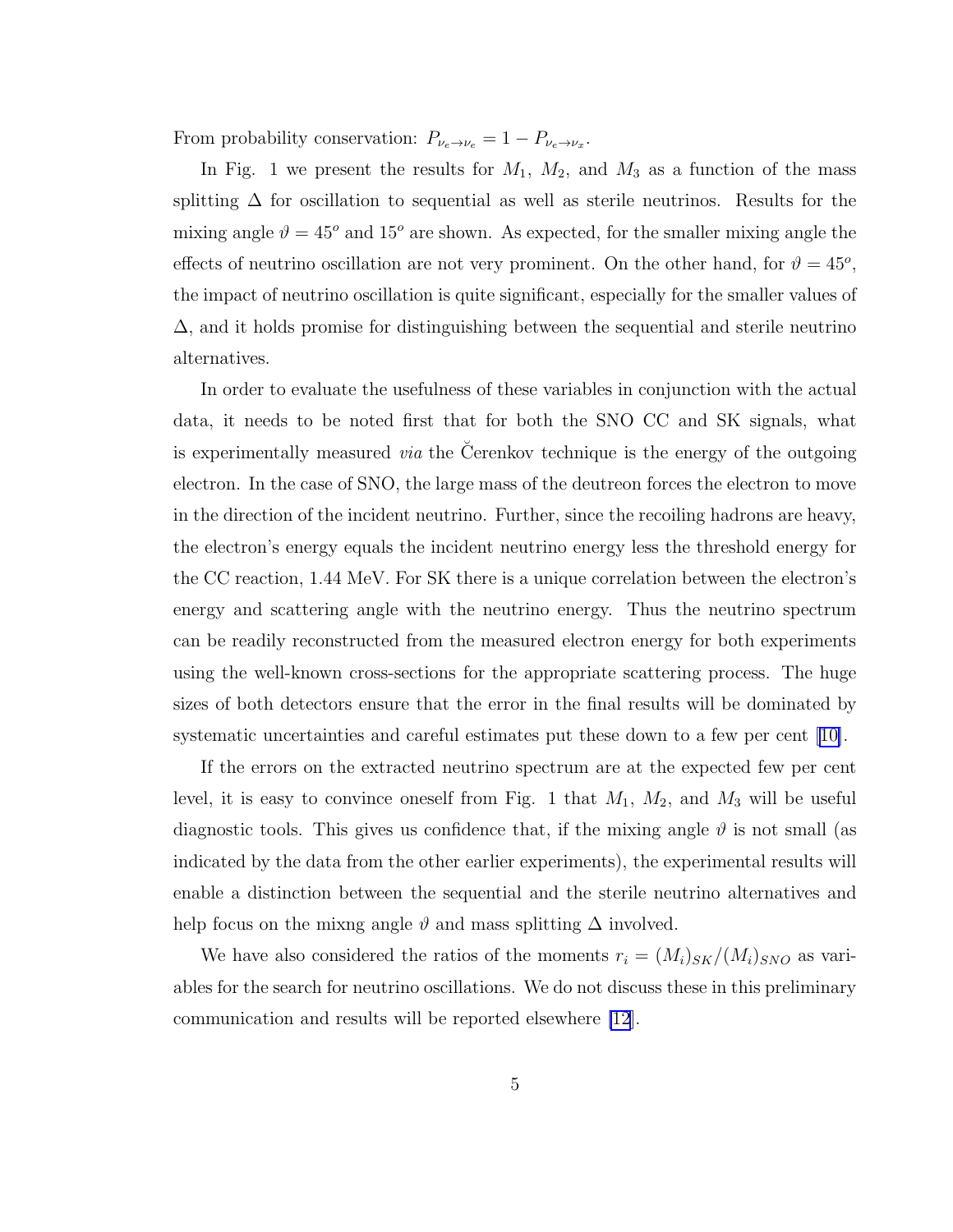From probability conservation: $P_{\nu_e \to \nu_e} = 1 - P_{\nu_e \to \nu_x}$.

In Fig. 1 we present the results for $M_1$, $M_2$, and $M_3$ as a function of the mass splitting $\Delta$ for oscillation to sequential as well as sterile neutrinos. Results for the mixing angle $\vartheta = 45^o$ and $15^o$ are shown. As expected, for the smaller mixing angle the effects of neutrino oscillation are not very prominent. On the other hand, for $\vartheta = 45^o$, the impact of neutrino oscillation is quite significant, especially for the smaller values of $\Delta$, and it holds promise for distinguishing between the sequential and sterile neutrino alternatives.

In order to evaluate the usefulness of these variables in conjunction with the actual data, it needs to be noted first that for both the SNO CC and SK signals, what is experimentally measured *via* the Čerenkov technique is the energy of the outgoing electron. In the case of SNO, the large mass of the deutreon forces the electron to move in the direction of the incident neutrino. Further, since the recoiling hadrons are heavy, the electron's energy equals the incident neutrino energy less the threshold energy for the CC reaction, 1.44 MeV. For SK there is a unique correlation between the electron's energy and scattering angle with the neutrino energy. Thus the neutrino spectrum can be readily reconstructed from the measured electron energy for both experiments using the well-known cross-sections for the appropriate scattering process. The huge sizes of both detectors ensure that the error in the final results will be dominated by systematic uncertainties and careful estimates put these down to a few per cent [10].

If the errors on the extracted neutrino spectrum are at the expected few per cent level, it is easy to convince oneself from Fig. 1 that $M_1$, $M_2$, and $M_3$ will be useful diagnostic tools. This gives us confidence that, if the mixing angle $\vartheta$ is not small (as indicated by the data from the other earlier experiments), the experimental results will enable a distinction between the sequential and the sterile neutrino alternatives and help focus on the mixng angle $\vartheta$ and mass splitting $\Delta$ involved.

We have also considered the ratios of the moments $r_i = (M_i)_{SK}/(M_i)_{SNO}$ as variables for the search for neutrino oscillations. We do not discuss these in this preliminary communication and results will be reported elsewhere [12].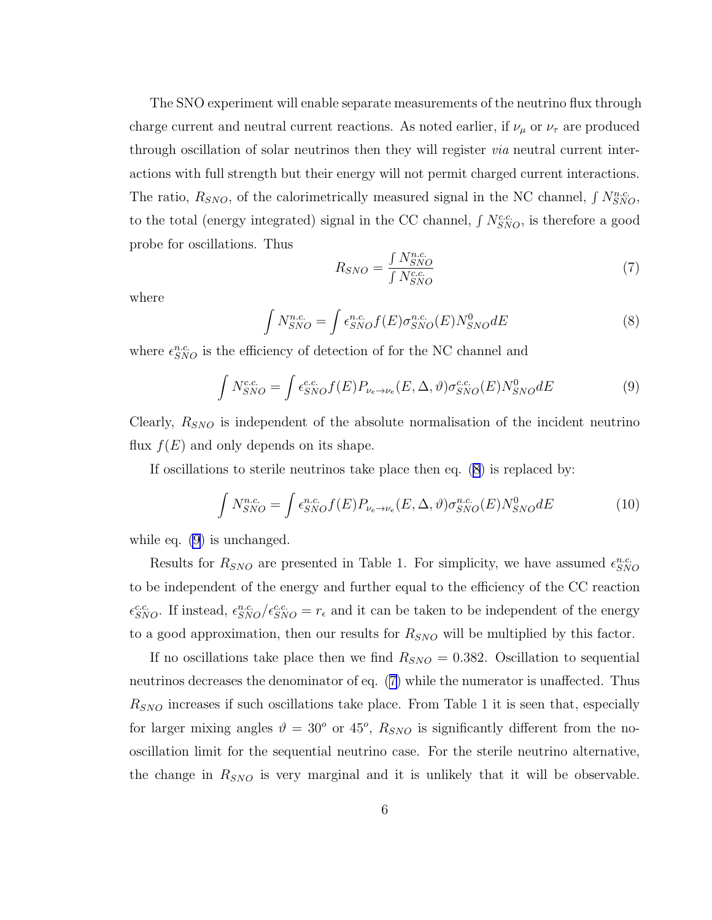The SNO experiment will enable separate measurements of the neutrino flux through charge current and neutral current reactions. As noted earlier, if $\nu_\mu$ or $\nu_\tau$ are produced through oscillation of solar neutrinos then they will register *via* neutral current interactions with full strength but their energy will not permit charged current interactions. The ratio, $R_{SNO}$, of the calorimetrically measured signal in the NC channel, $\int N^{n.c.}_{SNO}$, to the total (energy integrated) signal in the CC channel, $\int N^{c.c.}_{SNO}$, is therefore a good probe for oscillations. Thus

$$R_{SNO} = \frac{\int N^{n.c.}_{SNO}}{\int N^{c.c.}_{SNO}} \tag{7}$$

where

$$\int N^{n.c.}_{SNO} = \int \epsilon^{n.c.}_{SNO} f(E) \sigma^{n.c.}_{SNO}(E) N^0_{SNO} dE \tag{8}$$

where $\epsilon^{n.c.}_{SNO}$ is the efficiency of detection of for the NC channel and

$$\int N^{c.c.}_{SNO} = \int \epsilon^{c.c.}_{SNO} f(E) P_{\nu_e \to \nu_e}(E, \Delta, \vartheta) \sigma^{c.c.}_{SNO}(E) N^0_{SNO} dE \tag{9}$$

Clearly, $R_{SNO}$ is independent of the absolute normalisation of the incident neutrino flux $f(E)$ and only depends on its shape.

If oscillations to sterile neutrinos take place then eq. (8) is replaced by:

$$\int N^{n.c.}_{SNO} = \int \epsilon^{n.c.}_{SNO} f(E) P_{\nu_e \to \nu_e}(E, \Delta, \vartheta) \sigma^{n.c.}_{SNO}(E) N^0_{SNO} dE \tag{10}$$

while eq. (9) is unchanged.

Results for $R_{SNO}$ are presented in Table 1. For simplicity, we have assumed $\epsilon^{n.c.}_{SNO}$ to be independent of the energy and further equal to the efficiency of the CC reaction $\epsilon^{c.c.}_{SNO}$. If instead, $\epsilon^{n.c.}_{SNO}/\epsilon^{c.c.}_{SNO} = r_\epsilon$ and it can be taken to be independent of the energy to a good approximation, then our results for $R_{SNO}$ will be multiplied by this factor.

If no oscillations take place then we find $R_{SNO} = 0.382$. Oscillation to sequential neutrinos decreases the denominator of eq. (7) while the numerator is unaffected. Thus $R_{SNO}$ increases if such oscillations take place. From Table 1 it is seen that, especially for larger mixing angles $\vartheta = 30^o$ or $45^o$, $R_{SNO}$ is significantly different from the no-oscillation limit for the sequential neutrino case. For the sterile neutrino alternative, the change in $R_{SNO}$ is very marginal and it is unlikely that it will be observable.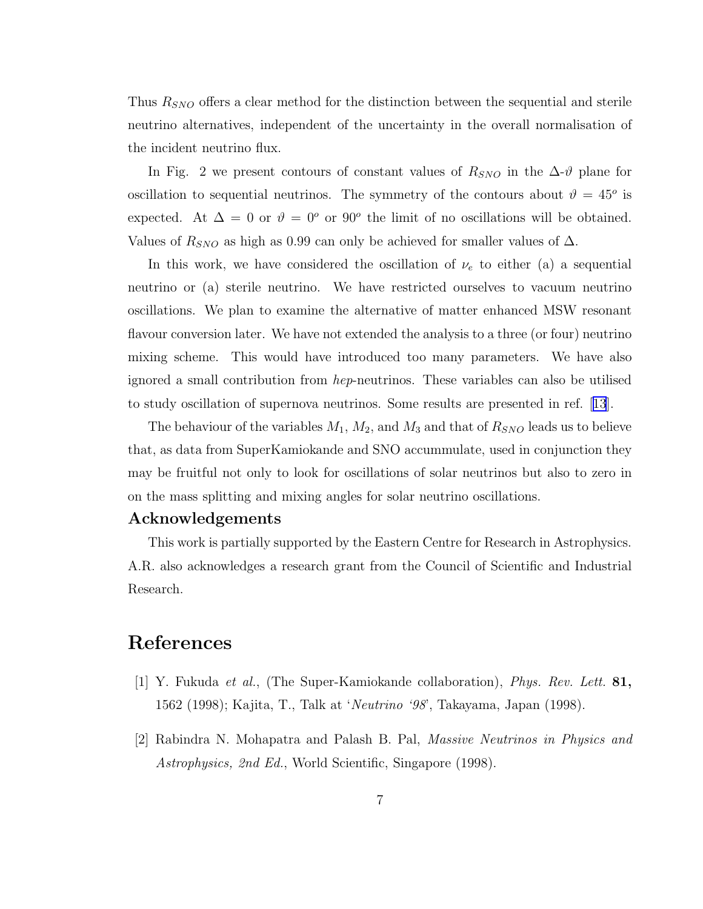Thus $R_{SNO}$ offers a clear method for the distinction between the sequential and sterile neutrino alternatives, independent of the uncertainty in the overall normalisation of the incident neutrino flux.

In Fig. 2 we present contours of constant values of $R_{SNO}$ in the $\Delta$-$\vartheta$ plane for oscillation to sequential neutrinos. The symmetry of the contours about $\vartheta = 45^o$ is expected. At $\Delta = 0$ or $\vartheta = 0^o$ or $90^o$ the limit of no oscillations will be obtained. Values of $R_{SNO}$ as high as 0.99 can only be achieved for smaller values of $\Delta$.

In this work, we have considered the oscillation of $\nu_e$ to either (a) a sequential neutrino or (a) sterile neutrino. We have restricted ourselves to vacuum neutrino oscillations. We plan to examine the alternative of matter enhanced MSW resonant flavour conversion later. We have not extended the analysis to a three (or four) neutrino mixing scheme. This would have introduced too many parameters. We have also ignored a small contribution from *hep*-neutrinos. These variables can also be utilised to study oscillation of supernova neutrinos. Some results are presented in ref. [13].

The behaviour of the variables $M_1$, $M_2$, and $M_3$ and that of $R_{SNO}$ leads us to believe that, as data from SuperKamiokande and SNO accummulate, used in conjunction they may be fruitful not only to look for oscillations of solar neutrinos but also to zero in on the mass splitting and mixing angles for solar neutrino oscillations.

## Acknowledgements

This work is partially supported by the Eastern Centre for Research in Astrophysics. A.R. also acknowledges a research grant from the Council of Scientific and Industrial Research.

# References

[1] Y. Fukuda *et al.*, (The Super-Kamiokande collaboration), *Phys. Rev. Lett.* **81,** 1562 (1998); Kajita, T., Talk at '*Neutrino '98*', Takayama, Japan (1998).

[2] Rabindra N. Mohapatra and Palash B. Pal, *Massive Neutrinos in Physics and Astrophysics, 2nd Ed.*, World Scientific, Singapore (1998).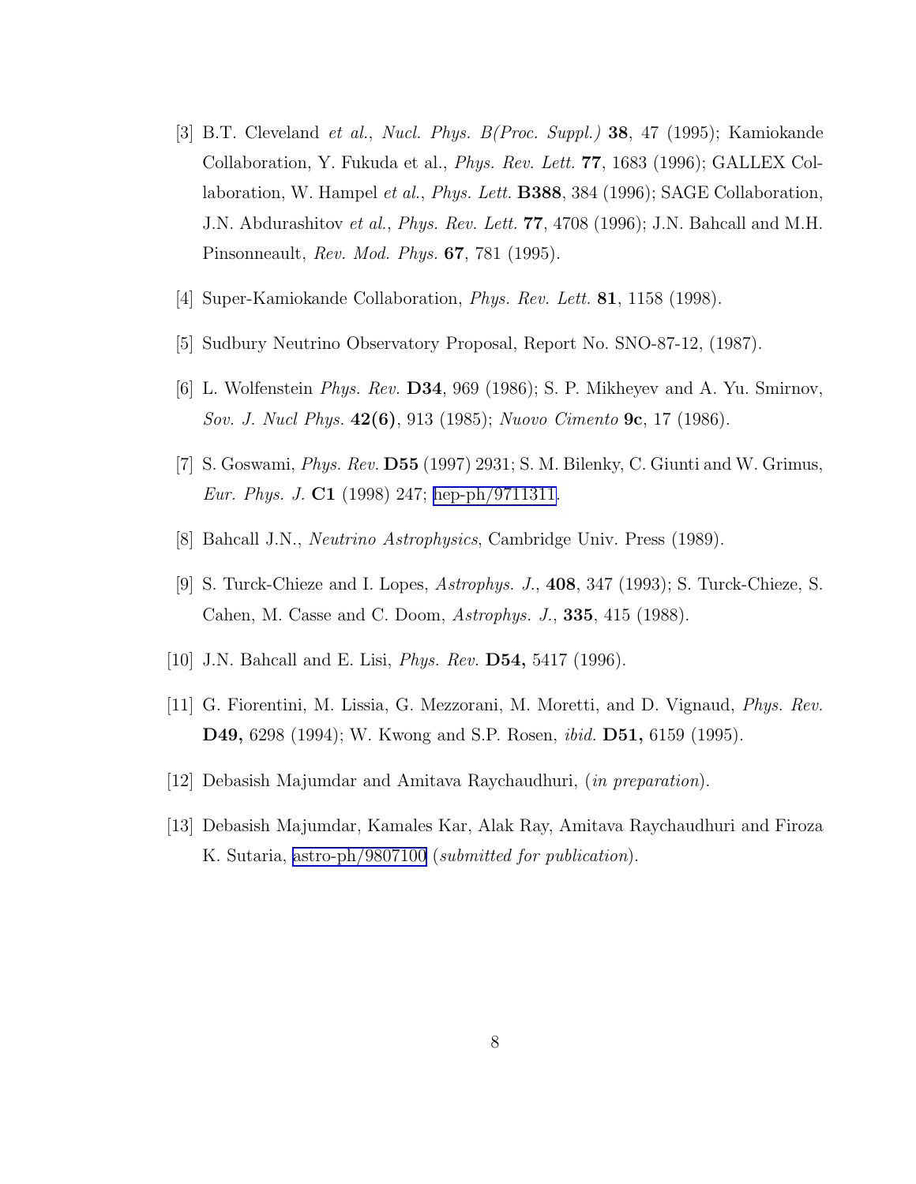[3] B.T. Cleveland *et al.*, *Nucl. Phys. B(Proc. Suppl.)* **38**, 47 (1995); Kamiokande Collaboration, Y. Fukuda et al., *Phys. Rev. Lett.* **77**, 1683 (1996); GALLEX Collaboration, W. Hampel *et al.*, *Phys. Lett.* **B388**, 384 (1996); SAGE Collaboration, J.N. Abdurashitov *et al.*, *Phys. Rev. Lett.* **77**, 4708 (1996); J.N. Bahcall and M.H. Pinsonneault, *Rev. Mod. Phys.* **67**, 781 (1995).

[4] Super-Kamiokande Collaboration, *Phys. Rev. Lett.* **81**, 1158 (1998).

[5] Sudbury Neutrino Observatory Proposal, Report No. SNO-87-12, (1987).

[6] L. Wolfenstein *Phys. Rev.* **D34**, 969 (1986); S. P. Mikheyev and A. Yu. Smirnov, *Sov. J. Nucl Phys.* **42(6)**, 913 (1985); *Nuovo Cimento* **9c**, 17 (1986).

[7] S. Goswami, *Phys. Rev.* **D55** (1997) 2931; S. M. Bilenky, C. Giunti and W. Grimus, *Eur. Phys. J.* **C1** (1998) 247; hep-ph/9711311.

[8] Bahcall J.N., *Neutrino Astrophysics*, Cambridge Univ. Press (1989).

[9] S. Turck-Chieze and I. Lopes, *Astrophys. J.*, **408**, 347 (1993); S. Turck-Chieze, S. Cahen, M. Casse and C. Doom, *Astrophys. J.*, **335**, 415 (1988).

[10] J.N. Bahcall and E. Lisi, *Phys. Rev.* **D54,** 5417 (1996).

[11] G. Fiorentini, M. Lissia, G. Mezzorani, M. Moretti, and D. Vignaud, *Phys. Rev.* **D49,** 6298 (1994); W. Kwong and S.P. Rosen, *ibid.* **D51,** 6159 (1995).

[12] Debasish Majumdar and Amitava Raychaudhuri, (*in preparation*).

[13] Debasish Majumdar, Kamales Kar, Alak Ray, Amitava Raychaudhuri and Firoza K. Sutaria, astro-ph/9807100 (*submitted for publication*).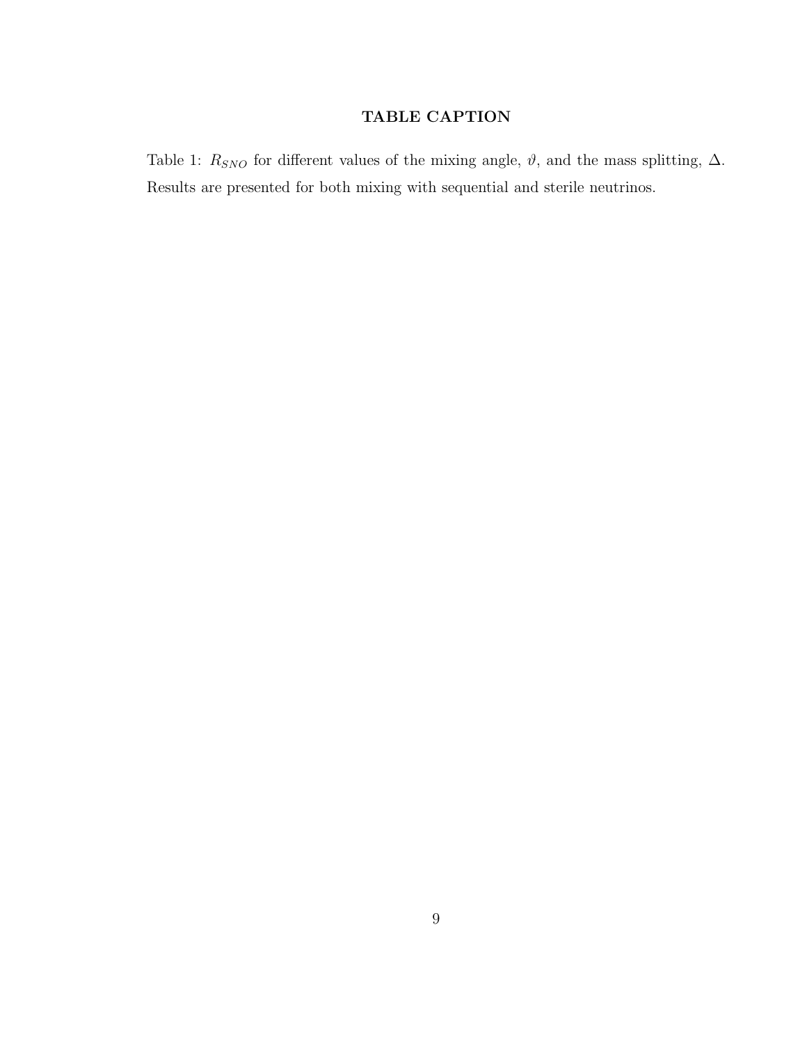## TABLE CAPTION

Table 1: $R_{SNO}$ for different values of the mixing angle, $\vartheta$, and the mass splitting, $\Delta$. Results are presented for both mixing with sequential and sterile neutrinos.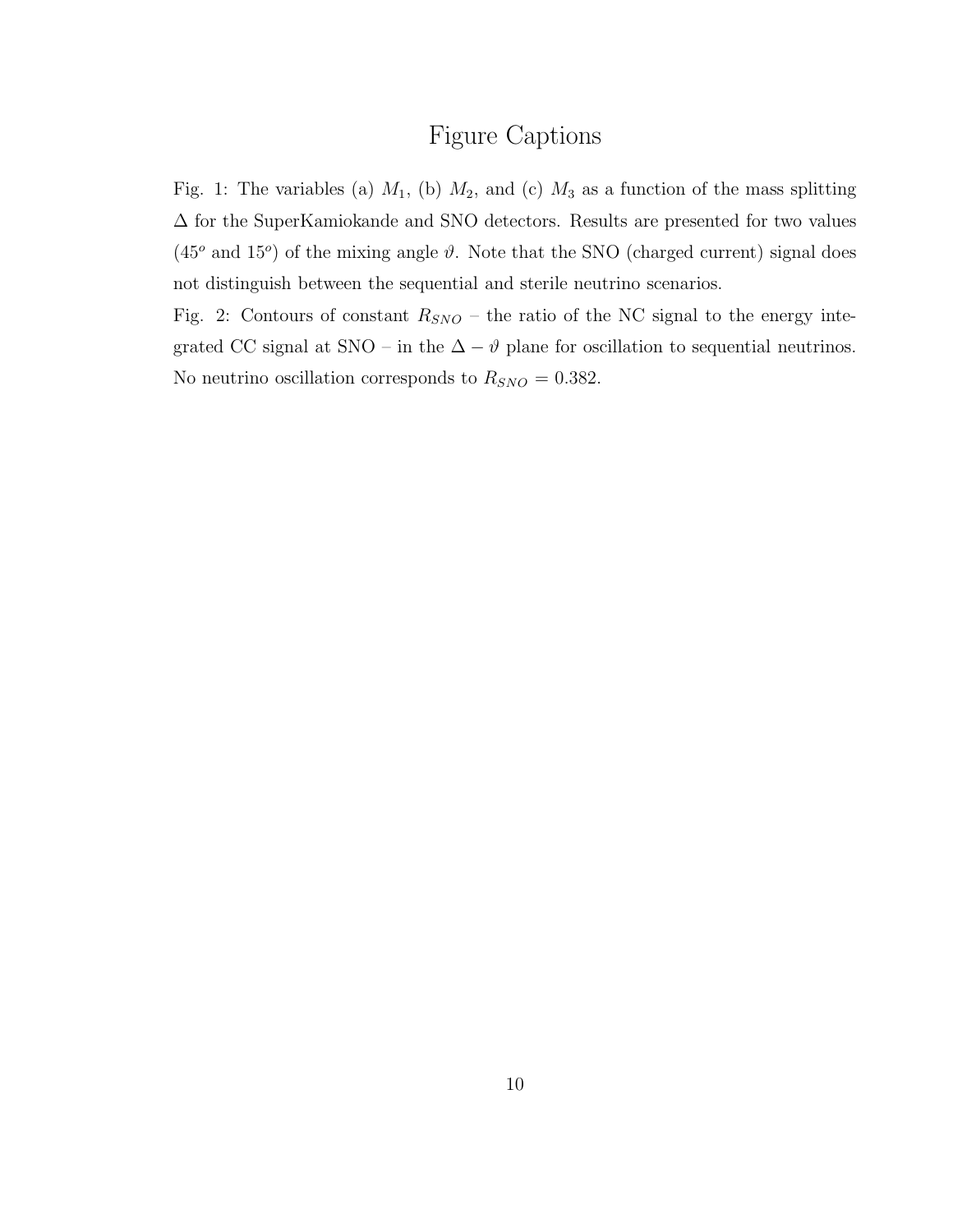# Figure Captions

Fig. 1: The variables (a) $M_1$, (b) $M_2$, and (c) $M_3$ as a function of the mass splitting $\Delta$ for the SuperKamiokande and SNO detectors. Results are presented for two values ($45^o$ and $15^o$) of the mixing angle $\vartheta$. Note that the SNO (charged current) signal does not distinguish between the sequential and sterile neutrino scenarios.

Fig. 2: Contours of constant $R_{SNO}$ – the ratio of the NC signal to the energy integrated CC signal at SNO – in the $\Delta - \vartheta$ plane for oscillation to sequential neutrinos. No neutrino oscillation corresponds to $R_{SNO} = 0.382$.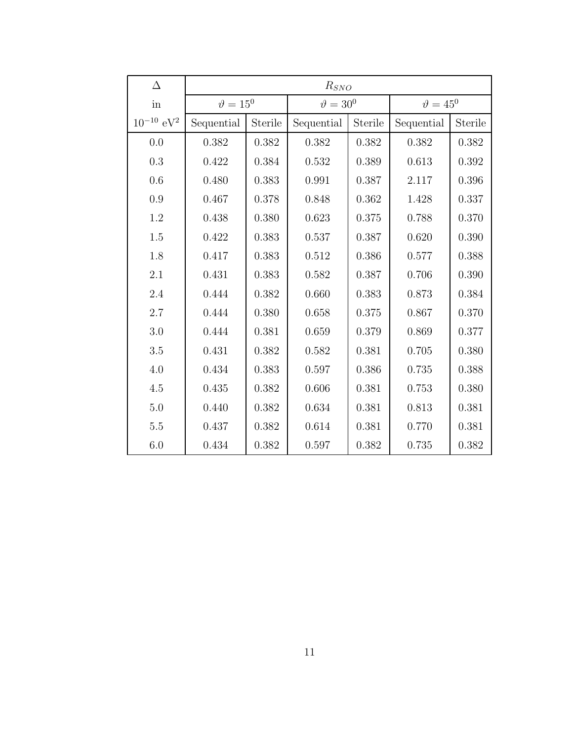| $\Delta$ in $10^{-10}$ eV$^2$ | $R_{SNO}$ | | | | | |
|---|---|---|---|---|---|---|
| | $\vartheta = 15^0$ | | $\vartheta = 30^0$ | | $\vartheta = 45^0$ | |
| | Sequential | Sterile | Sequential | Sterile | Sequential | Sterile |
| 0.0 | 0.382 | 0.382 | 0.382 | 0.382 | 0.382 | 0.382 |
| 0.3 | 0.422 | 0.384 | 0.532 | 0.389 | 0.613 | 0.392 |
| 0.6 | 0.480 | 0.383 | 0.991 | 0.387 | 2.117 | 0.396 |
| 0.9 | 0.467 | 0.378 | 0.848 | 0.362 | 1.428 | 0.337 |
| 1.2 | 0.438 | 0.380 | 0.623 | 0.375 | 0.788 | 0.370 |
| 1.5 | 0.422 | 0.383 | 0.537 | 0.387 | 0.620 | 0.390 |
| 1.8 | 0.417 | 0.383 | 0.512 | 0.386 | 0.577 | 0.388 |
| 2.1 | 0.431 | 0.383 | 0.582 | 0.387 | 0.706 | 0.390 |
| 2.4 | 0.444 | 0.382 | 0.660 | 0.383 | 0.873 | 0.384 |
| 2.7 | 0.444 | 0.380 | 0.658 | 0.375 | 0.867 | 0.370 |
| 3.0 | 0.444 | 0.381 | 0.659 | 0.379 | 0.869 | 0.377 |
| 3.5 | 0.431 | 0.382 | 0.582 | 0.381 | 0.705 | 0.380 |
| 4.0 | 0.434 | 0.383 | 0.597 | 0.386 | 0.735 | 0.388 |
| 4.5 | 0.435 | 0.382 | 0.606 | 0.381 | 0.753 | 0.380 |
| 5.0 | 0.440 | 0.382 | 0.634 | 0.381 | 0.813 | 0.381 |
| 5.5 | 0.437 | 0.382 | 0.614 | 0.381 | 0.770 | 0.381 |
| 6.0 | 0.434 | 0.382 | 0.597 | 0.382 | 0.735 | 0.382 |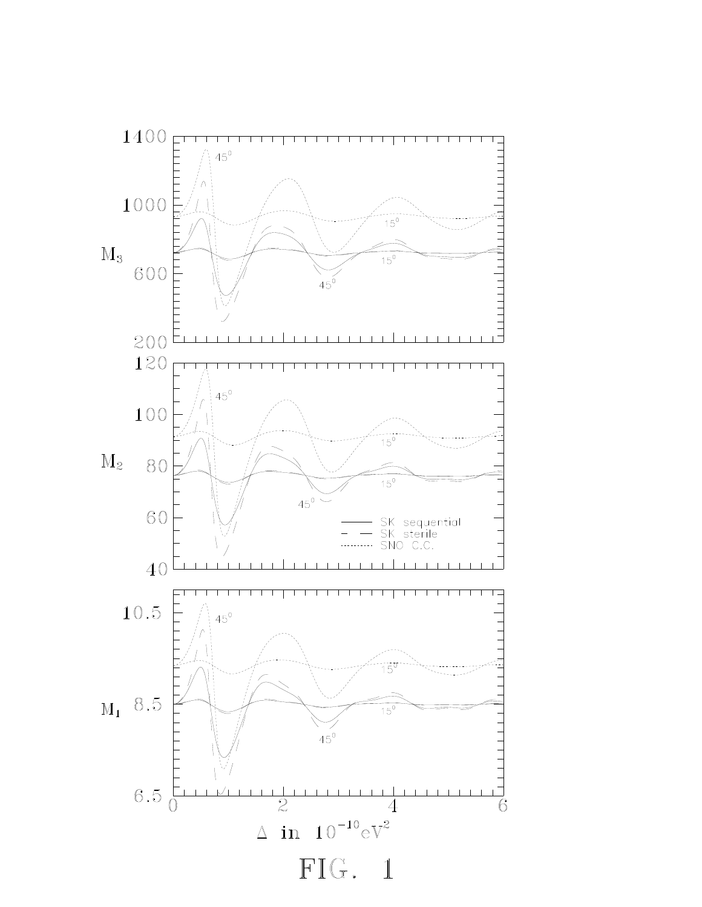1400

1000

$M_3$

600

200

45°

15°

15°

45°

120

100

$M_2$

80

60

40

45°

15°

15°

45°

SK sequential

SK sterile

SNO C.C.

10.5

$M_1$

8.5

6.5

45°

15°

15°

45°

0

2

4

6

$\Delta$ in $10^{-10}$eV$^2$

FIG. 1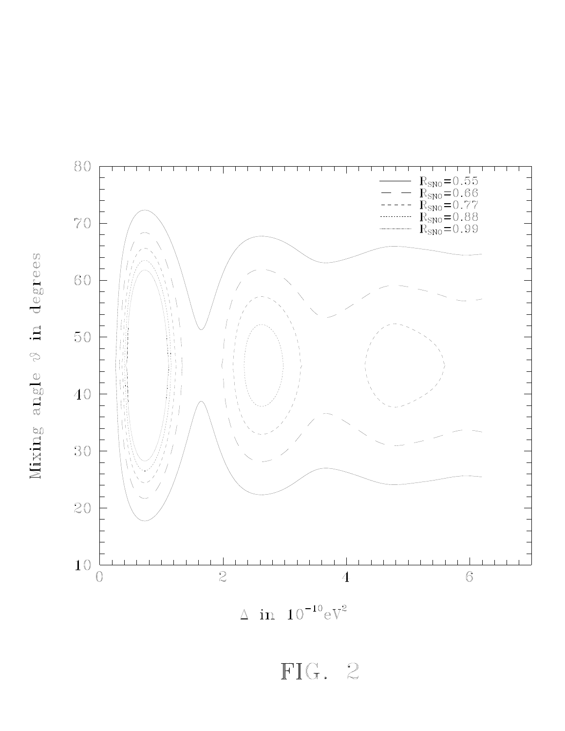80

70

60

50

40

30

20

10

Mixing angle $\vartheta$ in degrees

0

2

4

6

$\Delta$ in $10^{-10}\text{eV}^2$

$R_{SNO}=0.55$

$R_{SNO}=0.66$

$R_{SNO}=0.77$

$R_{SNO}=0.88$

$R_{SNO}=0.99$

FIG. 2